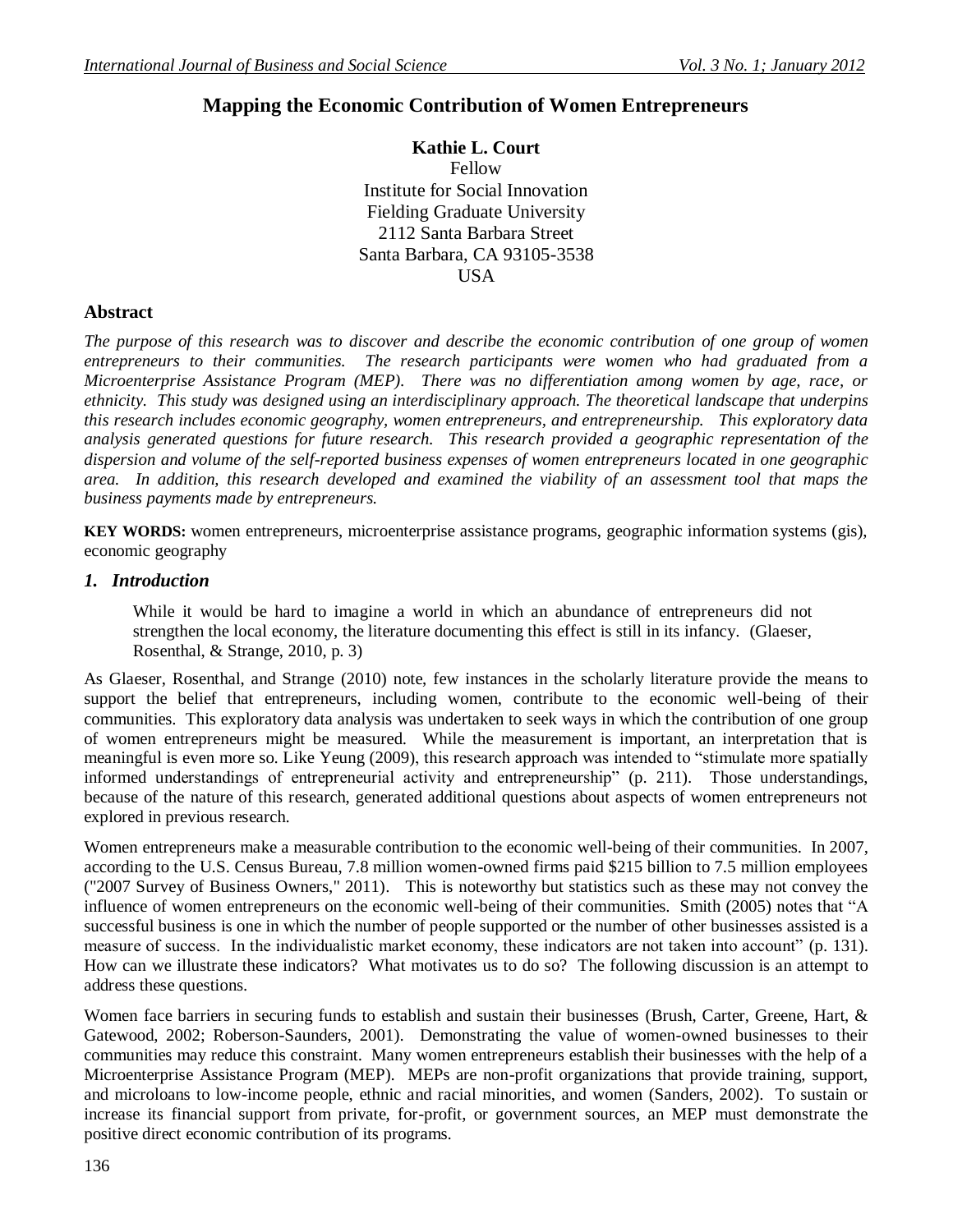# Mapping the Economic Contribution of Women Entrepreneurs

**Kathie L. Court**
Fellow
Institute for Social Innovation
Fielding Graduate University
2112 Santa Barbara Street
Santa Barbara, CA 93105-3538
USA

## Abstract

*The purpose of this research was to discover and describe the economic contribution of one group of women entrepreneurs to their communities. The research participants were women who had graduated from a Microenterprise Assistance Program (MEP). There was no differentiation among women by age, race, or ethnicity. This study was designed using an interdisciplinary approach. The theoretical landscape that underpins this research includes economic geography, women entrepreneurs, and entrepreneurship. This exploratory data analysis generated questions for future research. This research provided a geographic representation of the dispersion and volume of the self-reported business expenses of women entrepreneurs located in one geographic area. In addition, this research developed and examined the viability of an assessment tool that maps the business payments made by entrepreneurs.*

**KEY WORDS:** women entrepreneurs, microenterprise assistance programs, geographic information systems (gis), economic geography

## *1. Introduction*

> While it would be hard to imagine a world in which an abundance of entrepreneurs did not strengthen the local economy, the literature documenting this effect is still in its infancy. (Glaeser, Rosenthal, & Strange, 2010, p. 3)

As Glaeser, Rosenthal, and Strange (2010) note, few instances in the scholarly literature provide the means to support the belief that entrepreneurs, including women, contribute to the economic well-being of their communities. This exploratory data analysis was undertaken to seek ways in which the contribution of one group of women entrepreneurs might be measured. While the measurement is important, an interpretation that is meaningful is even more so. Like Yeung (2009), this research approach was intended to "stimulate more spatially informed understandings of entrepreneurial activity and entrepreneurship" (p. 211). Those understandings, because of the nature of this research, generated additional questions about aspects of women entrepreneurs not explored in previous research.

Women entrepreneurs make a measurable contribution to the economic well-being of their communities. In 2007, according to the U.S. Census Bureau, 7.8 million women-owned firms paid $215 billion to 7.5 million employees ("2007 Survey of Business Owners," 2011). This is noteworthy but statistics such as these may not convey the influence of women entrepreneurs on the economic well-being of their communities. Smith (2005) notes that "A successful business is one in which the number of people supported or the number of other businesses assisted is a measure of success. In the individualistic market economy, these indicators are not taken into account" (p. 131). How can we illustrate these indicators? What motivates us to do so? The following discussion is an attempt to address these questions.

Women face barriers in securing funds to establish and sustain their businesses (Brush, Carter, Greene, Hart, & Gatewood, 2002; Roberson-Saunders, 2001). Demonstrating the value of women-owned businesses to their communities may reduce this constraint. Many women entrepreneurs establish their businesses with the help of a Microenterprise Assistance Program (MEP). MEPs are non-profit organizations that provide training, support, and microloans to low-income people, ethnic and racial minorities, and women (Sanders, 2002). To sustain or increase its financial support from private, for-profit, or government sources, an MEP must demonstrate the positive direct economic contribution of its programs.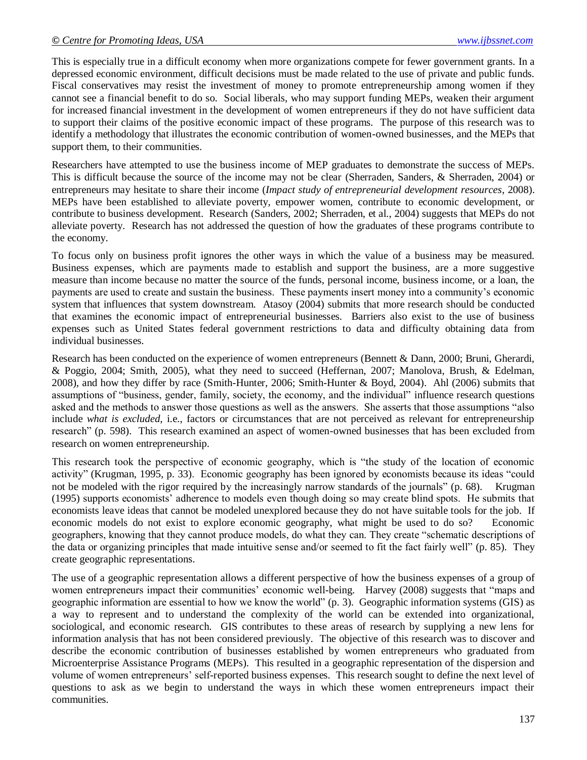This is especially true in a difficult economy when more organizations compete for fewer government grants. In a depressed economic environment, difficult decisions must be made related to the use of private and public funds. Fiscal conservatives may resist the investment of money to promote entrepreneurship among women if they cannot see a financial benefit to do so. Social liberals, who may support funding MEPs, weaken their argument for increased financial investment in the development of women entrepreneurs if they do not have sufficient data to support their claims of the positive economic impact of these programs. The purpose of this research was to identify a methodology that illustrates the economic contribution of women-owned businesses, and the MEPs that support them, to their communities.

Researchers have attempted to use the business income of MEP graduates to demonstrate the success of MEPs. This is difficult because the source of the income may not be clear (Sherraden, Sanders, & Sherraden, 2004) or entrepreneurs may hesitate to share their income (*Impact study of entrepreneurial development resources*, 2008). MEPs have been established to alleviate poverty, empower women, contribute to economic development, or contribute to business development. Research (Sanders, 2002; Sherraden, et al., 2004) suggests that MEPs do not alleviate poverty. Research has not addressed the question of how the graduates of these programs contribute to the economy.

To focus only on business profit ignores the other ways in which the value of a business may be measured. Business expenses, which are payments made to establish and support the business, are a more suggestive measure than income because no matter the source of the funds, personal income, business income, or a loan, the payments are used to create and sustain the business. These payments insert money into a community's economic system that influences that system downstream. Atasoy (2004) submits that more research should be conducted that examines the economic impact of entrepreneurial businesses. Barriers also exist to the use of business expenses such as United States federal government restrictions to data and difficulty obtaining data from individual businesses.

Research has been conducted on the experience of women entrepreneurs (Bennett & Dann, 2000; Bruni, Gherardi, & Poggio, 2004; Smith, 2005), what they need to succeed (Heffernan, 2007; Manolova, Brush, & Edelman, 2008), and how they differ by race (Smith-Hunter, 2006; Smith-Hunter & Boyd, 2004). Ahl (2006) submits that assumptions of "business, gender, family, society, the economy, and the individual" influence research questions asked and the methods to answer those questions as well as the answers. She asserts that those assumptions "also include *what is excluded*, i.e., factors or circumstances that are not perceived as relevant for entrepreneurship research" (p. 598). This research examined an aspect of women-owned businesses that has been excluded from research on women entrepreneurship.

This research took the perspective of economic geography, which is "the study of the location of economic activity" (Krugman, 1995, p. 33). Economic geography has been ignored by economists because its ideas "could not be modeled with the rigor required by the increasingly narrow standards of the journals" (p. 68). Krugman (1995) supports economists' adherence to models even though doing so may create blind spots. He submits that economists leave ideas that cannot be modeled unexplored because they do not have suitable tools for the job. If economic models do not exist to explore economic geography, what might be used to do so? Economic geographers, knowing that they cannot produce models, do what they can. They create "schematic descriptions of the data or organizing principles that made intuitive sense and/or seemed to fit the fact fairly well" (p. 85). They create geographic representations.

The use of a geographic representation allows a different perspective of how the business expenses of a group of women entrepreneurs impact their communities' economic well-being. Harvey (2008) suggests that "maps and geographic information are essential to how we know the world" (p. 3). Geographic information systems (GIS) as a way to represent and to understand the complexity of the world can be extended into organizational, sociological, and economic research. GIS contributes to these areas of research by supplying a new lens for information analysis that has not been considered previously. The objective of this research was to discover and describe the economic contribution of businesses established by women entrepreneurs who graduated from Microenterprise Assistance Programs (MEPs). This resulted in a geographic representation of the dispersion and volume of women entrepreneurs' self-reported business expenses. This research sought to define the next level of questions to ask as we begin to understand the ways in which these women entrepreneurs impact their communities.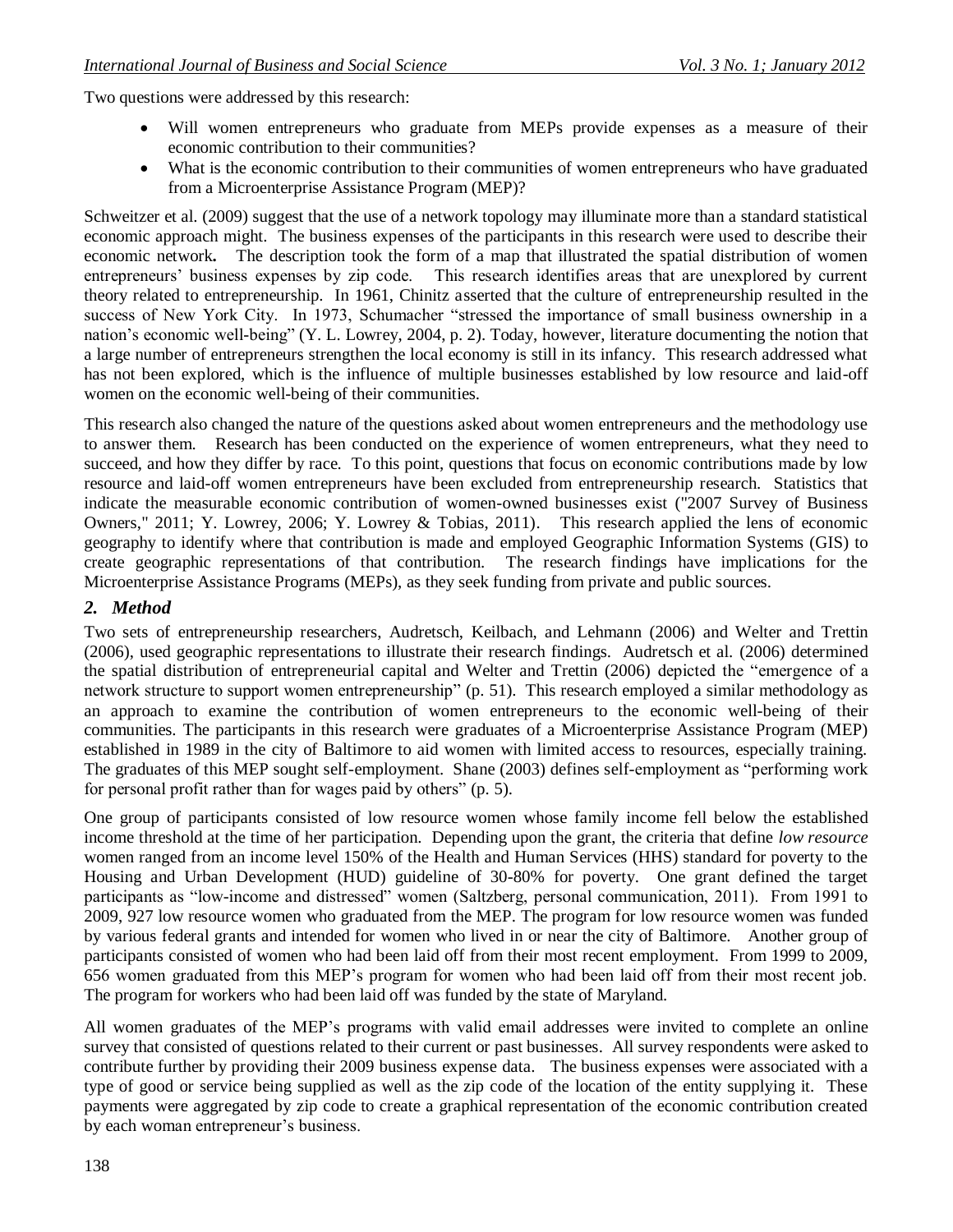Two questions were addressed by this research:

- Will women entrepreneurs who graduate from MEPs provide expenses as a measure of their economic contribution to their communities?
- What is the economic contribution to their communities of women entrepreneurs who have graduated from a Microenterprise Assistance Program (MEP)?

Schweitzer et al. (2009) suggest that the use of a network topology may illuminate more than a standard statistical economic approach might. The business expenses of the participants in this research were used to describe their economic network**.** The description took the form of a map that illustrated the spatial distribution of women entrepreneurs' business expenses by zip code. This research identifies areas that are unexplored by current theory related to entrepreneurship. In 1961, Chinitz asserted that the culture of entrepreneurship resulted in the success of New York City. In 1973, Schumacher "stressed the importance of small business ownership in a nation's economic well-being" (Y. L. Lowrey, 2004, p. 2). Today, however, literature documenting the notion that a large number of entrepreneurs strengthen the local economy is still in its infancy. This research addressed what has not been explored, which is the influence of multiple businesses established by low resource and laid-off women on the economic well-being of their communities.

This research also changed the nature of the questions asked about women entrepreneurs and the methodology use to answer them. Research has been conducted on the experience of women entrepreneurs, what they need to succeed, and how they differ by race. To this point, questions that focus on economic contributions made by low resource and laid-off women entrepreneurs have been excluded from entrepreneurship research. Statistics that indicate the measurable economic contribution of women-owned businesses exist ("2007 Survey of Business Owners," 2011; Y. Lowrey, 2006; Y. Lowrey & Tobias, 2011). This research applied the lens of economic geography to identify where that contribution is made and employed Geographic Information Systems (GIS) to create geographic representations of that contribution. The research findings have implications for the Microenterprise Assistance Programs (MEPs), as they seek funding from private and public sources.

## *2. Method*

Two sets of entrepreneurship researchers, Audretsch, Keilbach, and Lehmann (2006) and Welter and Trettin (2006), used geographic representations to illustrate their research findings. Audretsch et al. (2006) determined the spatial distribution of entrepreneurial capital and Welter and Trettin (2006) depicted the "emergence of a network structure to support women entrepreneurship" (p. 51). This research employed a similar methodology as an approach to examine the contribution of women entrepreneurs to the economic well-being of their communities. The participants in this research were graduates of a Microenterprise Assistance Program (MEP) established in 1989 in the city of Baltimore to aid women with limited access to resources, especially training. The graduates of this MEP sought self-employment. Shane (2003) defines self-employment as "performing work for personal profit rather than for wages paid by others" (p. 5).

One group of participants consisted of low resource women whose family income fell below the established income threshold at the time of her participation. Depending upon the grant, the criteria that define *low resource* women ranged from an income level 150% of the Health and Human Services (HHS) standard for poverty to the Housing and Urban Development (HUD) guideline of 30-80% for poverty. One grant defined the target participants as "low-income and distressed" women (Saltzberg, personal communication, 2011). From 1991 to 2009, 927 low resource women who graduated from the MEP. The program for low resource women was funded by various federal grants and intended for women who lived in or near the city of Baltimore. Another group of participants consisted of women who had been laid off from their most recent employment. From 1999 to 2009, 656 women graduated from this MEP's program for women who had been laid off from their most recent job. The program for workers who had been laid off was funded by the state of Maryland.

All women graduates of the MEP's programs with valid email addresses were invited to complete an online survey that consisted of questions related to their current or past businesses. All survey respondents were asked to contribute further by providing their 2009 business expense data. The business expenses were associated with a type of good or service being supplied as well as the zip code of the location of the entity supplying it. These payments were aggregated by zip code to create a graphical representation of the economic contribution created by each woman entrepreneur's business.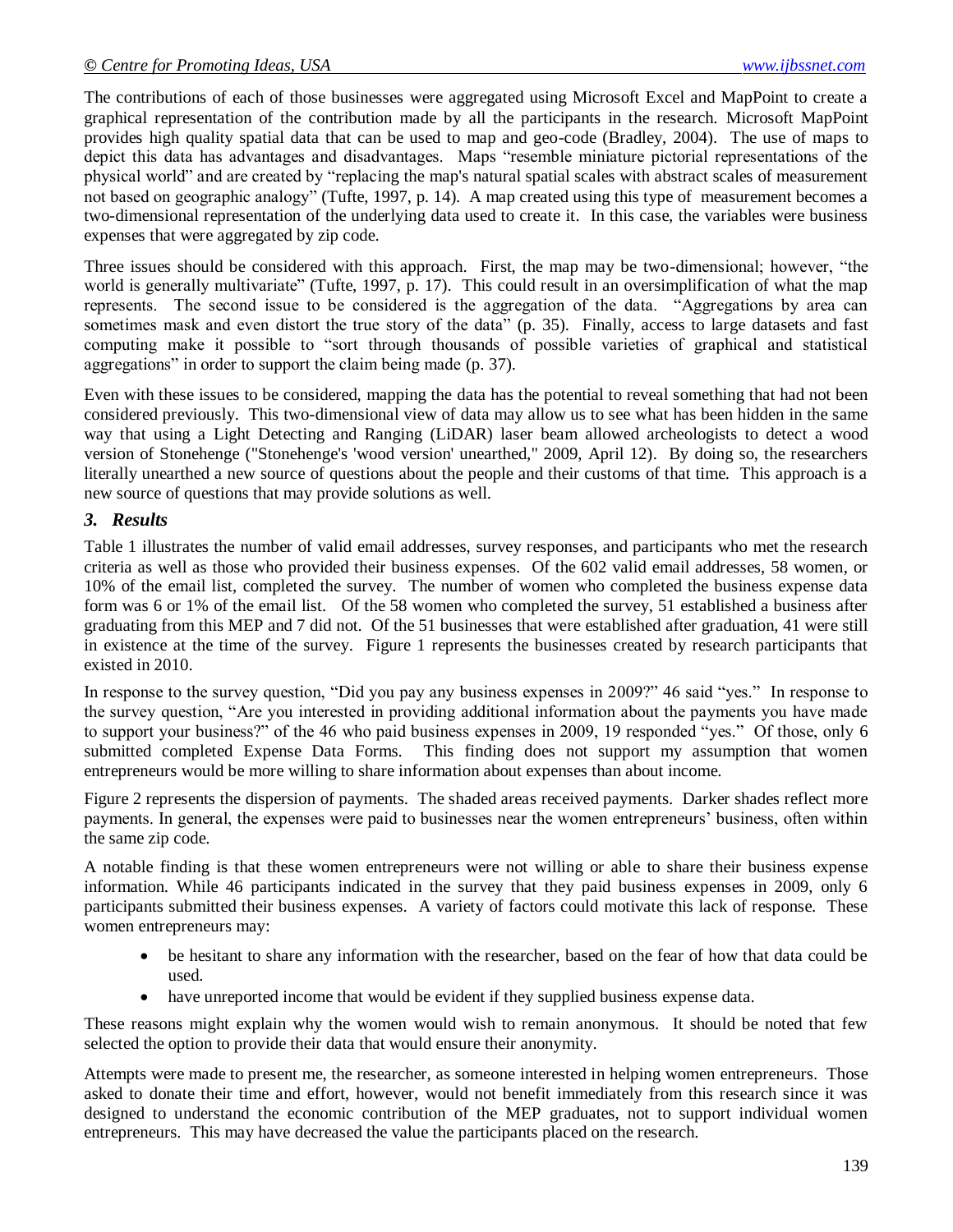The contributions of each of those businesses were aggregated using Microsoft Excel and MapPoint to create a graphical representation of the contribution made by all the participants in the research. Microsoft MapPoint provides high quality spatial data that can be used to map and geo-code (Bradley, 2004). The use of maps to depict this data has advantages and disadvantages. Maps "resemble miniature pictorial representations of the physical world" and are created by "replacing the map's natural spatial scales with abstract scales of measurement not based on geographic analogy" (Tufte, 1997, p. 14). A map created using this type of measurement becomes a two-dimensional representation of the underlying data used to create it. In this case, the variables were business expenses that were aggregated by zip code.

Three issues should be considered with this approach. First, the map may be two-dimensional; however, "the world is generally multivariate" (Tufte, 1997, p. 17). This could result in an oversimplification of what the map represents. The second issue to be considered is the aggregation of the data. "Aggregations by area can sometimes mask and even distort the true story of the data" (p. 35). Finally, access to large datasets and fast computing make it possible to "sort through thousands of possible varieties of graphical and statistical aggregations" in order to support the claim being made (p. 37).

Even with these issues to be considered, mapping the data has the potential to reveal something that had not been considered previously. This two-dimensional view of data may allow us to see what has been hidden in the same way that using a Light Detecting and Ranging (LiDAR) laser beam allowed archeologists to detect a wood version of Stonehenge ("Stonehenge's 'wood version' unearthed," 2009, April 12). By doing so, the researchers literally unearthed a new source of questions about the people and their customs of that time. This approach is a new source of questions that may provide solutions as well.

### *3. Results*

Table 1 illustrates the number of valid email addresses, survey responses, and participants who met the research criteria as well as those who provided their business expenses. Of the 602 valid email addresses, 58 women, or 10% of the email list, completed the survey. The number of women who completed the business expense data form was 6 or 1% of the email list. Of the 58 women who completed the survey, 51 established a business after graduating from this MEP and 7 did not. Of the 51 businesses that were established after graduation, 41 were still in existence at the time of the survey. Figure 1 represents the businesses created by research participants that existed in 2010.

In response to the survey question, "Did you pay any business expenses in 2009?" 46 said "yes." In response to the survey question, "Are you interested in providing additional information about the payments you have made to support your business?" of the 46 who paid business expenses in 2009, 19 responded "yes." Of those, only 6 submitted completed Expense Data Forms. This finding does not support my assumption that women entrepreneurs would be more willing to share information about expenses than about income.

Figure 2 represents the dispersion of payments. The shaded areas received payments. Darker shades reflect more payments. In general, the expenses were paid to businesses near the women entrepreneurs' business, often within the same zip code.

A notable finding is that these women entrepreneurs were not willing or able to share their business expense information. While 46 participants indicated in the survey that they paid business expenses in 2009, only 6 participants submitted their business expenses. A variety of factors could motivate this lack of response. These women entrepreneurs may:

- be hesitant to share any information with the researcher, based on the fear of how that data could be used.
- have unreported income that would be evident if they supplied business expense data.

These reasons might explain why the women would wish to remain anonymous. It should be noted that few selected the option to provide their data that would ensure their anonymity.

Attempts were made to present me, the researcher, as someone interested in helping women entrepreneurs. Those asked to donate their time and effort, however, would not benefit immediately from this research since it was designed to understand the economic contribution of the MEP graduates, not to support individual women entrepreneurs. This may have decreased the value the participants placed on the research.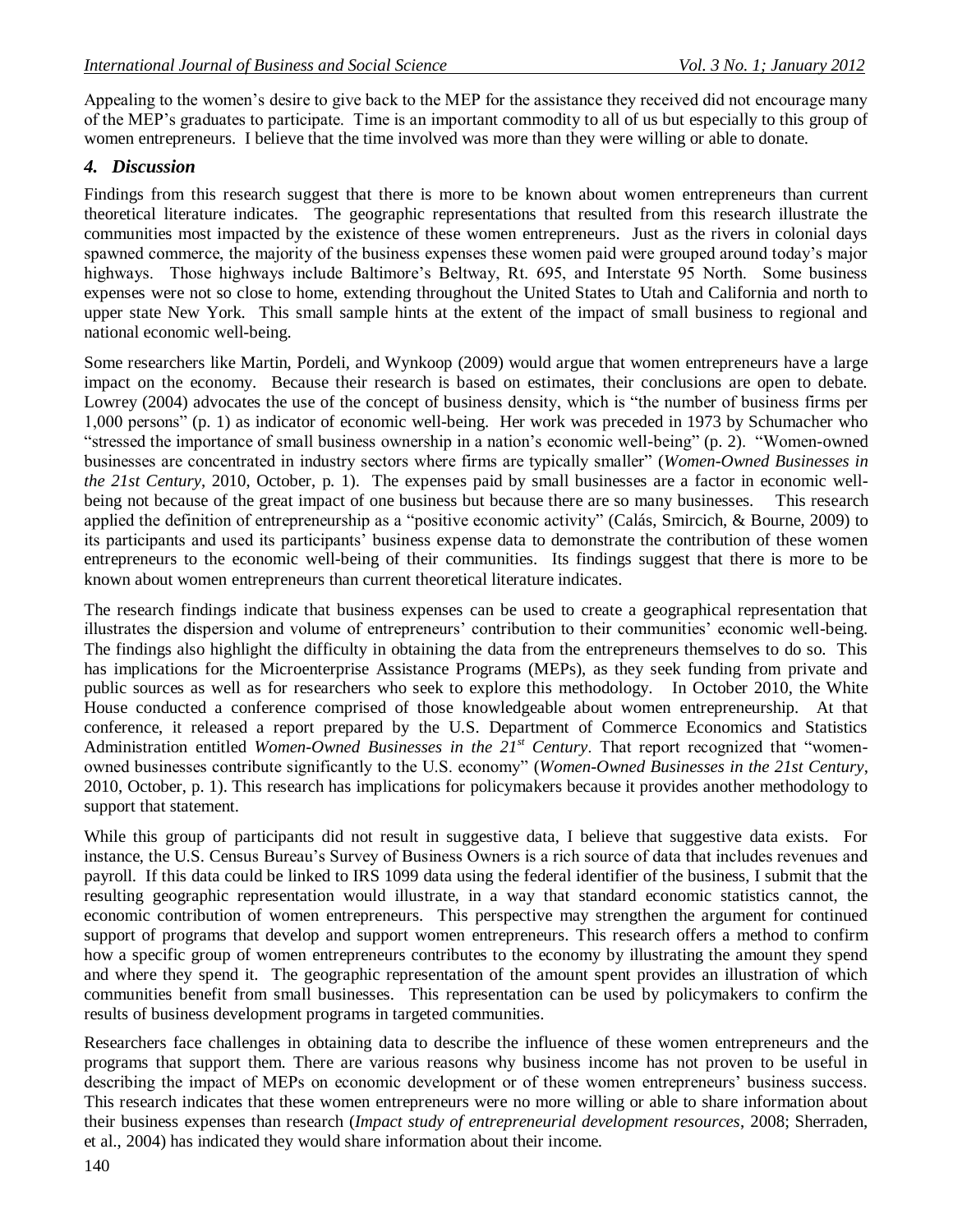Appealing to the women's desire to give back to the MEP for the assistance they received did not encourage many of the MEP's graduates to participate. Time is an important commodity to all of us but especially to this group of women entrepreneurs. I believe that the time involved was more than they were willing or able to donate.

## *4. Discussion*

Findings from this research suggest that there is more to be known about women entrepreneurs than current theoretical literature indicates. The geographic representations that resulted from this research illustrate the communities most impacted by the existence of these women entrepreneurs. Just as the rivers in colonial days spawned commerce, the majority of the business expenses these women paid were grouped around today's major highways. Those highways include Baltimore's Beltway, Rt. 695, and Interstate 95 North. Some business expenses were not so close to home, extending throughout the United States to Utah and California and north to upper state New York. This small sample hints at the extent of the impact of small business to regional and national economic well-being.

Some researchers like Martin, Pordeli, and Wynkoop (2009) would argue that women entrepreneurs have a large impact on the economy. Because their research is based on estimates, their conclusions are open to debate. Lowrey (2004) advocates the use of the concept of business density, which is "the number of business firms per 1,000 persons" (p. 1) as indicator of economic well-being. Her work was preceded in 1973 by Schumacher who "stressed the importance of small business ownership in a nation's economic well-being" (p. 2). "Women-owned businesses are concentrated in industry sectors where firms are typically smaller" (*Women-Owned Businesses in the 21st Century*, 2010, October, p. 1). The expenses paid by small businesses are a factor in economic well-being not because of the great impact of one business but because there are so many businesses. This research applied the definition of entrepreneurship as a "positive economic activity" (Calás, Smircich, & Bourne, 2009) to its participants and used its participants' business expense data to demonstrate the contribution of these women entrepreneurs to the economic well-being of their communities. Its findings suggest that there is more to be known about women entrepreneurs than current theoretical literature indicates.

The research findings indicate that business expenses can be used to create a geographical representation that illustrates the dispersion and volume of entrepreneurs' contribution to their communities' economic well-being. The findings also highlight the difficulty in obtaining the data from the entrepreneurs themselves to do so. This has implications for the Microenterprise Assistance Programs (MEPs), as they seek funding from private and public sources as well as for researchers who seek to explore this methodology. In October 2010, the White House conducted a conference comprised of those knowledgeable about women entrepreneurship. At that conference, it released a report prepared by the U.S. Department of Commerce Economics and Statistics Administration entitled *Women-Owned Businesses in the 21st Century*. That report recognized that "women-owned businesses contribute significantly to the U.S. economy" (*Women-Owned Businesses in the 21st Century*, 2010, October, p. 1). This research has implications for policymakers because it provides another methodology to support that statement.

While this group of participants did not result in suggestive data, I believe that suggestive data exists. For instance, the U.S. Census Bureau's Survey of Business Owners is a rich source of data that includes revenues and payroll. If this data could be linked to IRS 1099 data using the federal identifier of the business, I submit that the resulting geographic representation would illustrate, in a way that standard economic statistics cannot, the economic contribution of women entrepreneurs. This perspective may strengthen the argument for continued support of programs that develop and support women entrepreneurs. This research offers a method to confirm how a specific group of women entrepreneurs contributes to the economy by illustrating the amount they spend and where they spend it. The geographic representation of the amount spent provides an illustration of which communities benefit from small businesses. This representation can be used by policymakers to confirm the results of business development programs in targeted communities.

Researchers face challenges in obtaining data to describe the influence of these women entrepreneurs and the programs that support them. There are various reasons why business income has not proven to be useful in describing the impact of MEPs on economic development or of these women entrepreneurs' business success. This research indicates that these women entrepreneurs were no more willing or able to share information about their business expenses than research (*Impact study of entrepreneurial development resources*, 2008; Sherraden, et al., 2004) has indicated they would share information about their income.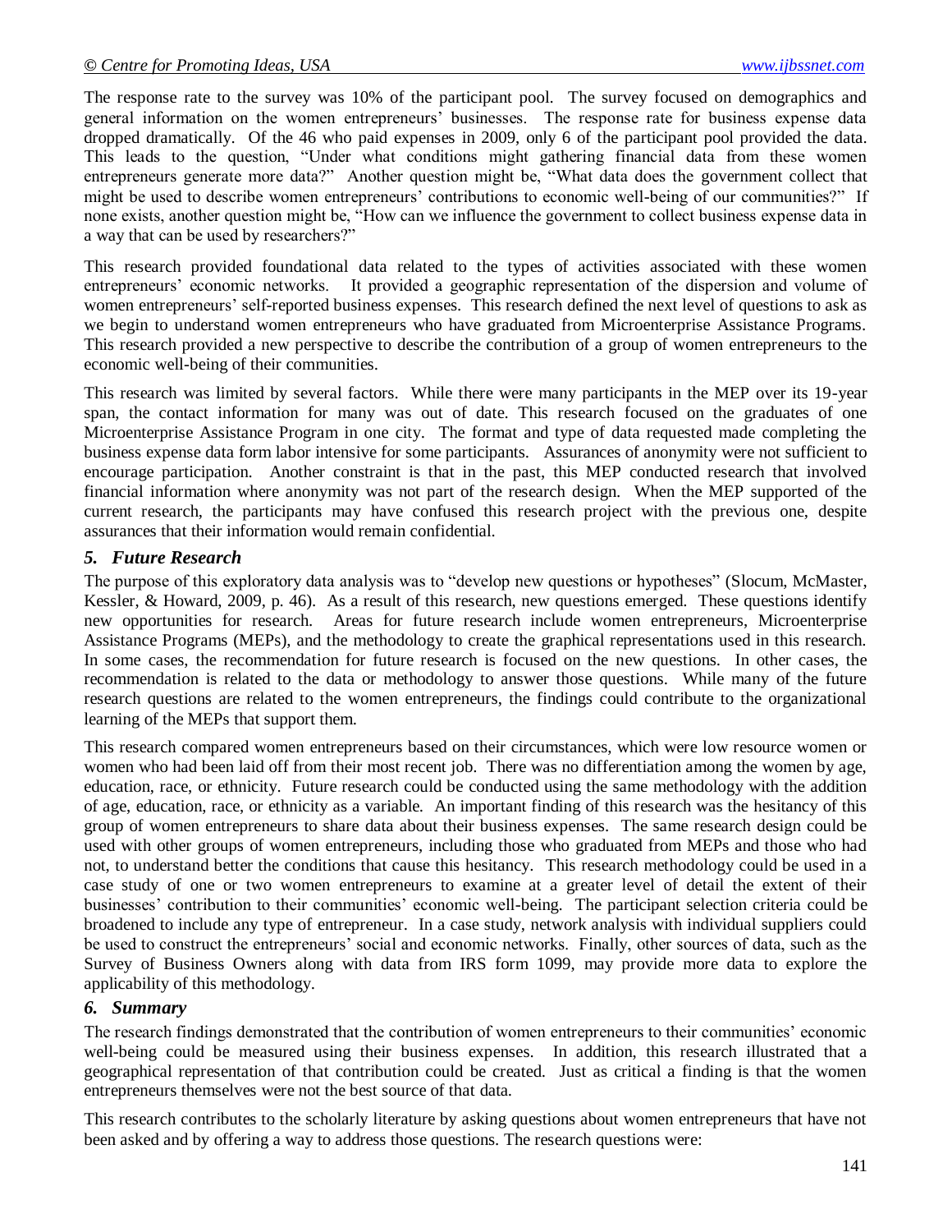The response rate to the survey was 10% of the participant pool. The survey focused on demographics and general information on the women entrepreneurs' businesses. The response rate for business expense data dropped dramatically. Of the 46 who paid expenses in 2009, only 6 of the participant pool provided the data. This leads to the question, "Under what conditions might gathering financial data from these women entrepreneurs generate more data?" Another question might be, "What data does the government collect that might be used to describe women entrepreneurs' contributions to economic well-being of our communities?" If none exists, another question might be, "How can we influence the government to collect business expense data in a way that can be used by researchers?"

This research provided foundational data related to the types of activities associated with these women entrepreneurs' economic networks. It provided a geographic representation of the dispersion and volume of women entrepreneurs' self-reported business expenses. This research defined the next level of questions to ask as we begin to understand women entrepreneurs who have graduated from Microenterprise Assistance Programs. This research provided a new perspective to describe the contribution of a group of women entrepreneurs to the economic well-being of their communities.

This research was limited by several factors. While there were many participants in the MEP over its 19-year span, the contact information for many was out of date. This research focused on the graduates of one Microenterprise Assistance Program in one city. The format and type of data requested made completing the business expense data form labor intensive for some participants. Assurances of anonymity were not sufficient to encourage participation. Another constraint is that in the past, this MEP conducted research that involved financial information where anonymity was not part of the research design. When the MEP supported of the current research, the participants may have confused this research project with the previous one, despite assurances that their information would remain confidential.

## *5. Future Research*

The purpose of this exploratory data analysis was to "develop new questions or hypotheses" (Slocum, McMaster, Kessler, & Howard, 2009, p. 46). As a result of this research, new questions emerged. These questions identify new opportunities for research. Areas for future research include women entrepreneurs, Microenterprise Assistance Programs (MEPs), and the methodology to create the graphical representations used in this research. In some cases, the recommendation for future research is focused on the new questions. In other cases, the recommendation is related to the data or methodology to answer those questions. While many of the future research questions are related to the women entrepreneurs, the findings could contribute to the organizational learning of the MEPs that support them.

This research compared women entrepreneurs based on their circumstances, which were low resource women or women who had been laid off from their most recent job. There was no differentiation among the women by age, education, race, or ethnicity. Future research could be conducted using the same methodology with the addition of age, education, race, or ethnicity as a variable. An important finding of this research was the hesitancy of this group of women entrepreneurs to share data about their business expenses. The same research design could be used with other groups of women entrepreneurs, including those who graduated from MEPs and those who had not, to understand better the conditions that cause this hesitancy. This research methodology could be used in a case study of one or two women entrepreneurs to examine at a greater level of detail the extent of their businesses' contribution to their communities' economic well-being. The participant selection criteria could be broadened to include any type of entrepreneur. In a case study, network analysis with individual suppliers could be used to construct the entrepreneurs' social and economic networks. Finally, other sources of data, such as the Survey of Business Owners along with data from IRS form 1099, may provide more data to explore the applicability of this methodology.

## *6. Summary*

The research findings demonstrated that the contribution of women entrepreneurs to their communities' economic well-being could be measured using their business expenses. In addition, this research illustrated that a geographical representation of that contribution could be created. Just as critical a finding is that the women entrepreneurs themselves were not the best source of that data.

This research contributes to the scholarly literature by asking questions about women entrepreneurs that have not been asked and by offering a way to address those questions. The research questions were: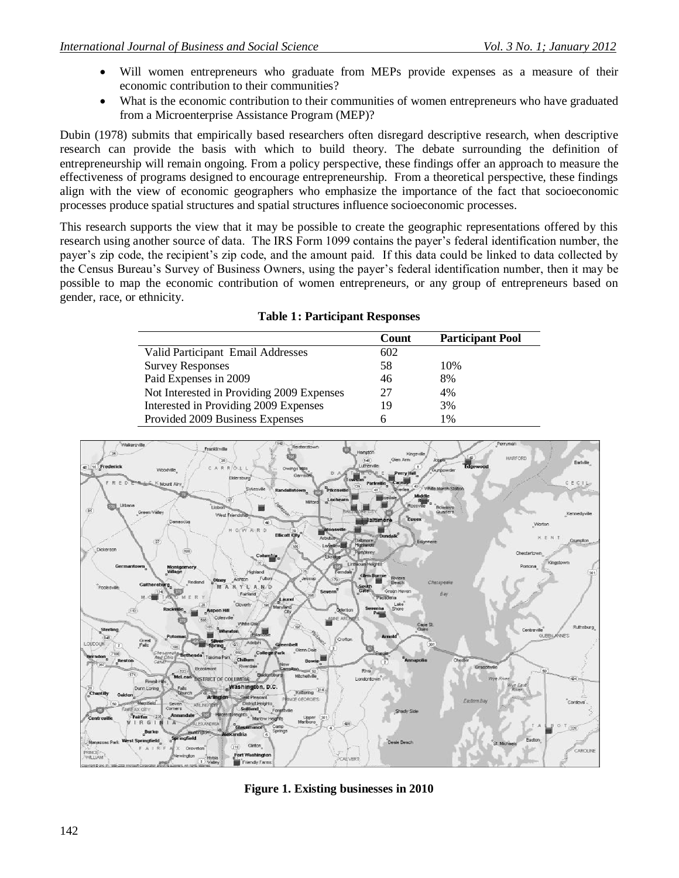- Will women entrepreneurs who graduate from MEPs provide expenses as a measure of their economic contribution to their communities?
- What is the economic contribution to their communities of women entrepreneurs who have graduated from a Microenterprise Assistance Program (MEP)?

Dubin (1978) submits that empirically based researchers often disregard descriptive research, when descriptive research can provide the basis with which to build theory. The debate surrounding the definition of entrepreneurship will remain ongoing. From a policy perspective, these findings offer an approach to measure the effectiveness of programs designed to encourage entrepreneurship. From a theoretical perspective, these findings align with the view of economic geographers who emphasize the importance of the fact that socioeconomic processes produce spatial structures and spatial structures influence socioeconomic processes.

This research supports the view that it may be possible to create the geographic representations offered by this research using another source of data. The IRS Form 1099 contains the payer's federal identification number, the payer's zip code, the recipient's zip code, and the amount paid. If this data could be linked to data collected by the Census Bureau's Survey of Business Owners, using the payer's federal identification number, then it may be possible to map the economic contribution of women entrepreneurs, or any group of entrepreneurs based on gender, race, or ethnicity.

**Table 1: Participant Responses**

| | Count | Participant Pool |
|---|---|---|
| Valid Participant Email Addresses | 602 | |
| Survey Responses | 58 | 10% |
| Paid Expenses in 2009 | 46 | 8% |
| Not Interested in Providing 2009 Expenses | 27 | 4% |
| Interested in Providing 2009 Expenses | 19 | 3% |
| Provided 2009 Business Expenses | 6 | 1% |

**Figure 1. Existing businesses in 2010**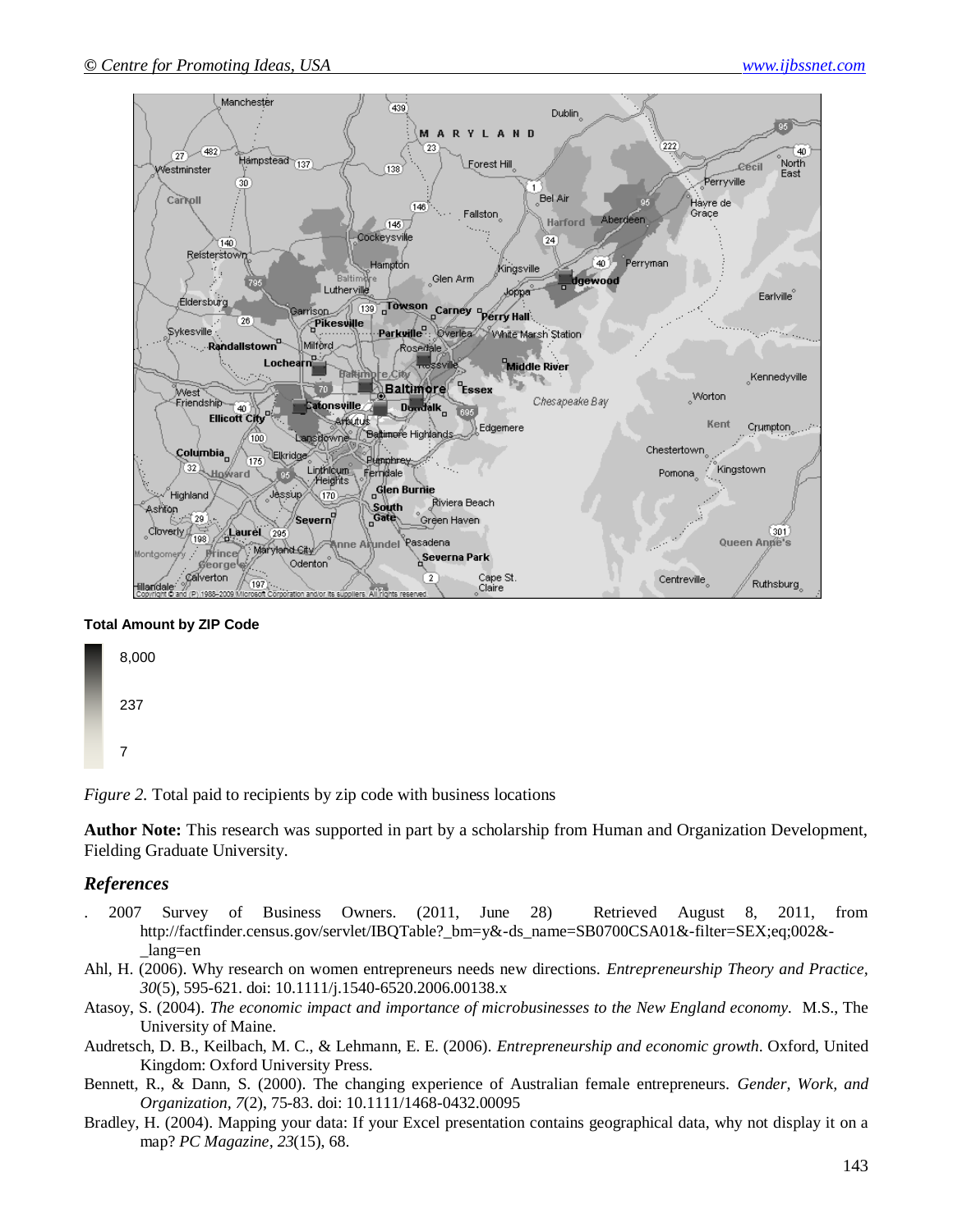Total Amount by ZIP Code

8,000

237

7

*Figure 2.* Total paid to recipients by zip code with business locations

**Author Note:** This research was supported in part by a scholarship from Human and Organization Development, Fielding Graduate University.

## *References*

. 2007 Survey of Business Owners. (2011, June 28) Retrieved August 8, 2011, from http://factfinder.census.gov/servlet/IBQTable?_bm=y&-ds_name=SB0700CSA01&-filter=SEX;eq;002&-_lang=en

Ahl, H. (2006). Why research on women entrepreneurs needs new directions. *Entrepreneurship Theory and Practice, 30*(5), 595-621. doi: 10.1111/j.1540-6520.2006.00138.x

Atasoy, S. (2004). *The economic impact and importance of microbusinesses to the New England economy.* M.S., The University of Maine.

Audretsch, D. B., Keilbach, M. C., & Lehmann, E. E. (2006). *Entrepreneurship and economic growth*. Oxford, United Kingdom: Oxford University Press.

Bennett, R., & Dann, S. (2000). The changing experience of Australian female entrepreneurs. *Gender, Work, and Organization*, *7*(2), 75-83. doi: 10.1111/1468-0432.00095

Bradley, H. (2004). Mapping your data: If your Excel presentation contains geographical data, why not display it on a map? *PC Magazine*, *23*(15), 68.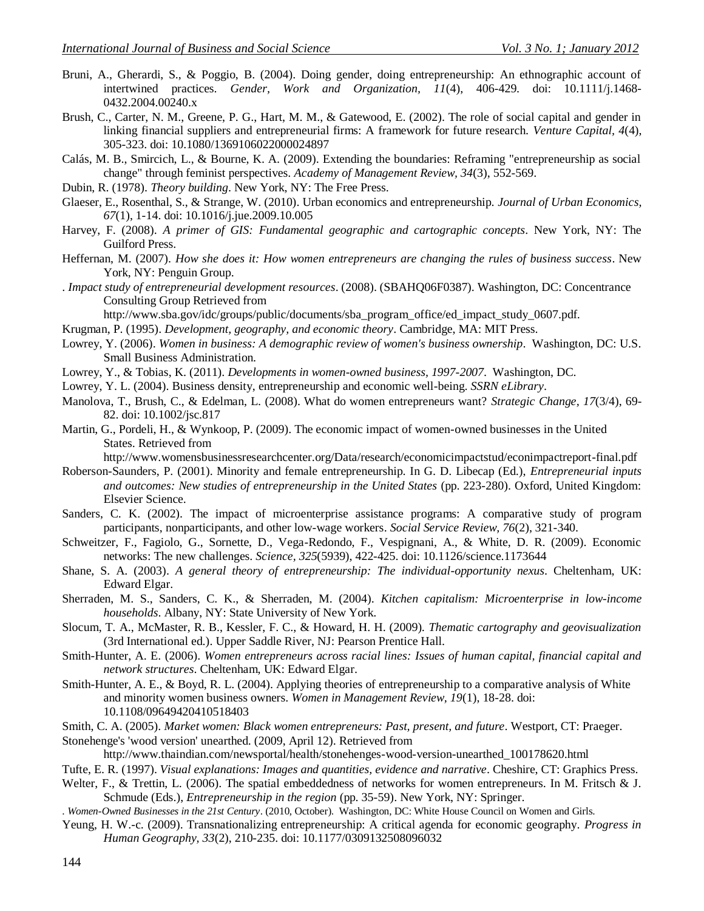Bruni, A., Gherardi, S., & Poggio, B. (2004). Doing gender, doing entrepreneurship: An ethnographic account of intertwined practices. *Gender, Work and Organization, 11*(4), 406-429. doi: 10.1111/j.1468-0432.2004.00240.x

Brush, C., Carter, N. M., Greene, P. G., Hart, M. M., & Gatewood, E. (2002). The role of social capital and gender in linking financial suppliers and entrepreneurial firms: A framework for future research. *Venture Capital, 4*(4), 305-323. doi: 10.1080/1369106022000024897

Calás, M. B., Smircich, L., & Bourne, K. A. (2009). Extending the boundaries: Reframing "entrepreneurship as social change" through feminist perspectives. *Academy of Management Review, 34*(3), 552-569.

Dubin, R. (1978). *Theory building*. New York, NY: The Free Press.

Glaeser, E., Rosenthal, S., & Strange, W. (2010). Urban economics and entrepreneurship. *Journal of Urban Economics, 67*(1), 1-14. doi: 10.1016/j.jue.2009.10.005

Harvey, F. (2008). *A primer of GIS: Fundamental geographic and cartographic concepts*. New York, NY: The Guilford Press.

Heffernan, M. (2007). *How she does it: How women entrepreneurs are changing the rules of business success*. New York, NY: Penguin Group.

. *Impact study of entrepreneurial development resources*. (2008). (SBAHQ06F0387). Washington, DC: Concentrance Consulting Group Retrieved from http://www.sba.gov/idc/groups/public/documents/sba_program_office/ed_impact_study_0607.pdf.

Krugman, P. (1995). *Development, geography, and economic theory*. Cambridge, MA: MIT Press.

Lowrey, Y. (2006). *Women in business: A demographic review of women's business ownership*. Washington, DC: U.S. Small Business Administration.

Lowrey, Y., & Tobias, K. (2011). *Developments in women-owned business, 1997-2007*. Washington, DC.

Lowrey, Y. L. (2004). Business density, entrepreneurship and economic well-being. *SSRN eLibrary*.

Manolova, T., Brush, C., & Edelman, L. (2008). What do women entrepreneurs want? *Strategic Change, 17*(3/4), 69-82. doi: 10.1002/jsc.817

Martin, G., Pordeli, H., & Wynkoop, P. (2009). The economic impact of women-owned businesses in the United States. Retrieved from http://www.womensbusinessresearchcenter.org/Data/research/economicimpactstud/econimpactreport-final.pdf

Roberson-Saunders, P. (2001). Minority and female entrepreneurship. In G. D. Libecap (Ed.), *Entrepreneurial inputs and outcomes: New studies of entrepreneurship in the United States* (pp. 223-280). Oxford, United Kingdom: Elsevier Science.

Sanders, C. K. (2002). The impact of microenterprise assistance programs: A comparative study of program participants, nonparticipants, and other low-wage workers. *Social Service Review, 76*(2), 321-340.

Schweitzer, F., Fagiolo, G., Sornette, D., Vega-Redondo, F., Vespignani, A., & White, D. R. (2009). Economic networks: The new challenges. *Science, 325*(5939), 422-425. doi: 10.1126/science.1173644

Shane, S. A. (2003). *A general theory of entrepreneurship: The individual-opportunity nexus*. Cheltenham, UK: Edward Elgar.

Sherraden, M. S., Sanders, C. K., & Sherraden, M. (2004). *Kitchen capitalism: Microenterprise in low-income households*. Albany, NY: State University of New York.

Slocum, T. A., McMaster, R. B., Kessler, F. C., & Howard, H. H. (2009). *Thematic cartography and geovisualization* (3rd International ed.). Upper Saddle River, NJ: Pearson Prentice Hall.

Smith-Hunter, A. E. (2006). *Women entrepreneurs across racial lines: Issues of human capital, financial capital and network structures*. Cheltenham, UK: Edward Elgar.

Smith-Hunter, A. E., & Boyd, R. L. (2004). Applying theories of entrepreneurship to a comparative analysis of White and minority women business owners. *Women in Management Review, 19*(1), 18-28. doi: 10.1108/09649420410518403

Smith, C. A. (2005). *Market women: Black women entrepreneurs: Past, present, and future*. Westport, CT: Praeger.

Stonehenge's 'wood version' unearthed. (2009, April 12). Retrieved from http://www.thaindian.com/newsportal/health/stonehenges-wood-version-unearthed_100178620.html

Tufte, E. R. (1997). *Visual explanations: Images and quantities, evidence and narrative*. Cheshire, CT: Graphics Press.

Welter, F., & Trettin, L. (2006). The spatial embeddedness of networks for women entrepreneurs. In M. Fritsch & J. Schmude (Eds.), *Entrepreneurship in the region* (pp. 35-59). New York, NY: Springer.

. *Women-Owned Businesses in the 21st Century*. (2010, October). Washington, DC: White House Council on Women and Girls.

Yeung, H. W.-c. (2009). Transnationalizing entrepreneurship: A critical agenda for economic geography. *Progress in Human Geography, 33*(2), 210-235. doi: 10.1177/0309132508096032